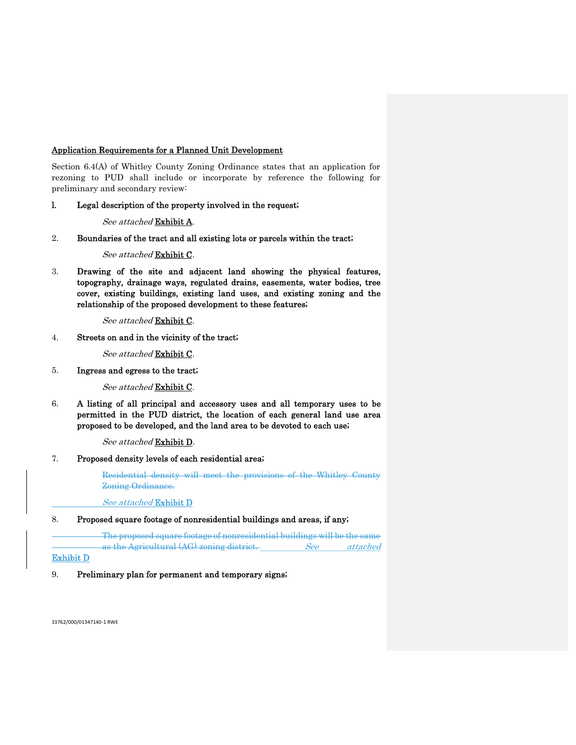<u>Application Requirements for a Planned Unit Development</u>

Section 6.4(A) of Whitley County Zoning Ordinance states that an application for rezoning to PUD shall include or incorporate by reference the following for preliminary and secondary review:

1. **Legal description of the property involved in the request;**

   *See attached* <u>Exhibit A</u>.

2. **Boundaries of the tract and all existing lots or parcels within the tract;**

   *See attached* <u>Exhibit C</u>.

3. **Drawing of the site and adjacent land showing the physical features, topography, drainage ways, regulated drains, easements, water bodies, tree cover, existing buildings, existing land uses, and existing zoning and the relationship of the proposed development to these features;**

   *See attached* <u>Exhibit C</u>.

4. **Streets on and in the vicinity of the tract;**

   *See attached* <u>Exhibit C</u>.

5. **Ingress and egress to the tract;**

   *See attached* <u>Exhibit C</u>.

6. **A listing of all principal and accessory uses and all temporary uses to be permitted in the PUD district, the location of each general land use area proposed to be developed, and the land area to be devoted to each use;**

   *See attached* <u>Exhibit D</u>.

7. **Proposed density levels of each residential area;**

   ~~Residential density will meet the provisions of the Whitley County Zoning Ordinance.~~

   *See attached* Exhibit D

8. **Proposed square footage of nonresidential buildings and areas, if any;**

   ~~The proposed square footage of nonresidential buildings will be the same as the Agricultural (AG) zoning district.~~ *See attached* <u>Exhibit D</u>

9. **Preliminary plan for permanent and temporary signs;**

33762/000/01347140-1 RWE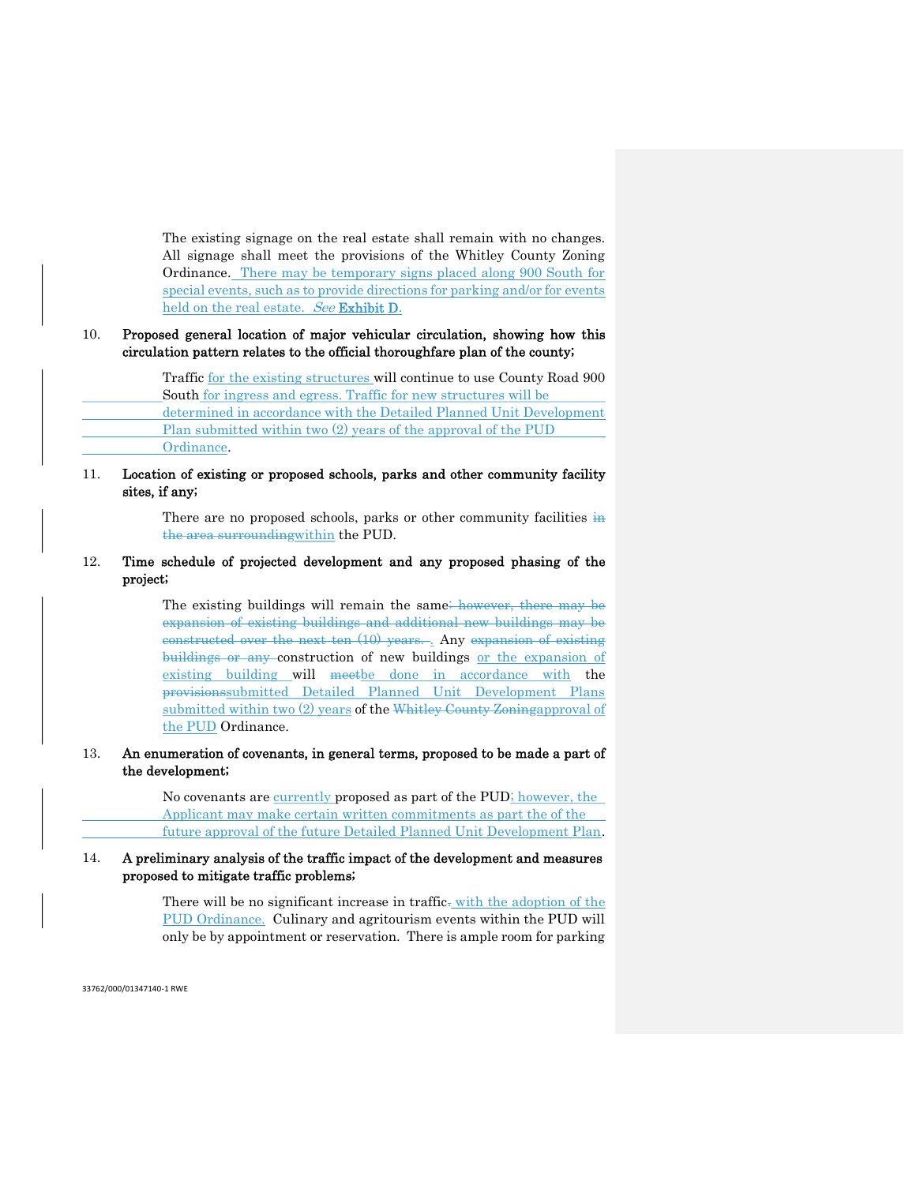The existing signage on the real estate shall remain with no changes. All signage shall meet the provisions of the Whitley County Zoning Ordinance. There may be temporary signs placed along 900 South for special events, such as to provide directions for parking and/or for events held on the real estate. *See* **Exhibit D**.

10. **Proposed general location of major vehicular circulation, showing how this circulation pattern relates to the official thoroughfare plan of the county;**

    Traffic for the existing structures will continue to use County Road 900 South for ingress and egress. Traffic for new structures will be determined in accordance with the Detailed Planned Unit Development Plan submitted within two (2) years of the approval of the PUD Ordinance.

11. **Location of existing or proposed schools, parks and other community facility sites, if any;**

    There are no proposed schools, parks or other community facilities ~~in the area surrounding~~within the PUD.

12. **Time schedule of projected development and any proposed phasing of the project;**

    The existing buildings will remain the same~~; however, there may be expansion of existing buildings and additional new buildings may be constructed over the next ten (10) years. ~~. Any ~~expansion of existing buildings or any ~~construction of new buildings or the expansion of existing building will ~~meet~~be done in accordance with the ~~provisions~~submitted Detailed Planned Unit Development Plans submitted within two (2) years of the ~~Whitley County Zoning~~approval of the PUD Ordinance.

13. **An enumeration of covenants, in general terms, proposed to be made a part of the development;**

    No covenants are currently proposed as part of the PUD; however, the Applicant may make certain written commitments as part the of the future approval of the future Detailed Planned Unit Development Plan.

14. **A preliminary analysis of the traffic impact of the development and measures proposed to mitigate traffic problems;**

    There will be no significant increase in traffic~~.~~ with the adoption of the PUD Ordinance. Culinary and agritourism events within the PUD will only be by appointment or reservation. There is ample room for parking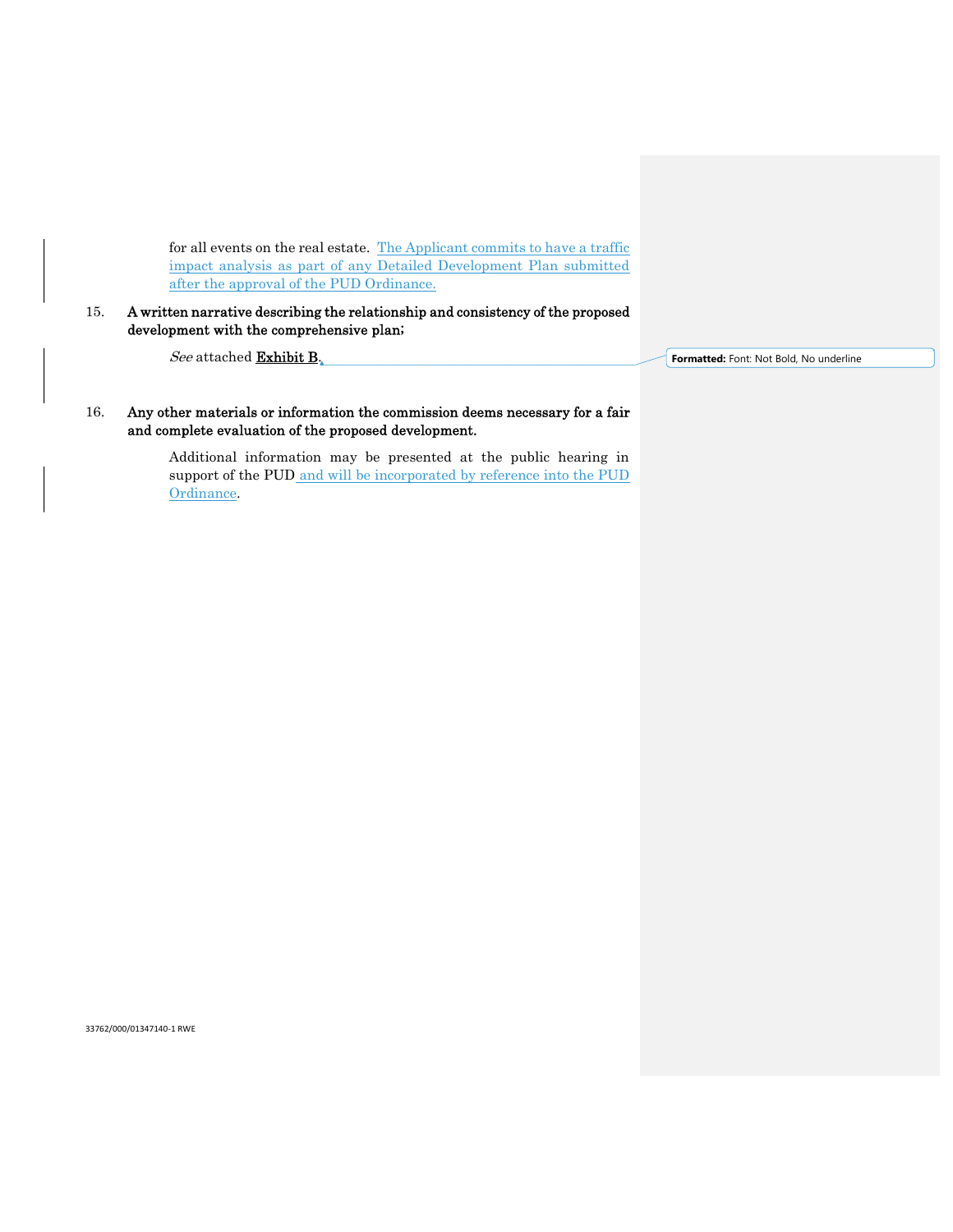for all events on the real estate. The Applicant commits to have a traffic impact analysis as part of any Detailed Development Plan submitted after the approval of the PUD Ordinance.

15. **A written narrative describing the relationship and consistency of the proposed development with the comprehensive plan;**

*See* attached **Exhibit B**.

16. **Any other materials or information the commission deems necessary for a fair and complete evaluation of the proposed development.**

Additional information may be presented at the public hearing in support of the PUD and will be incorporated by reference into the PUD Ordinance.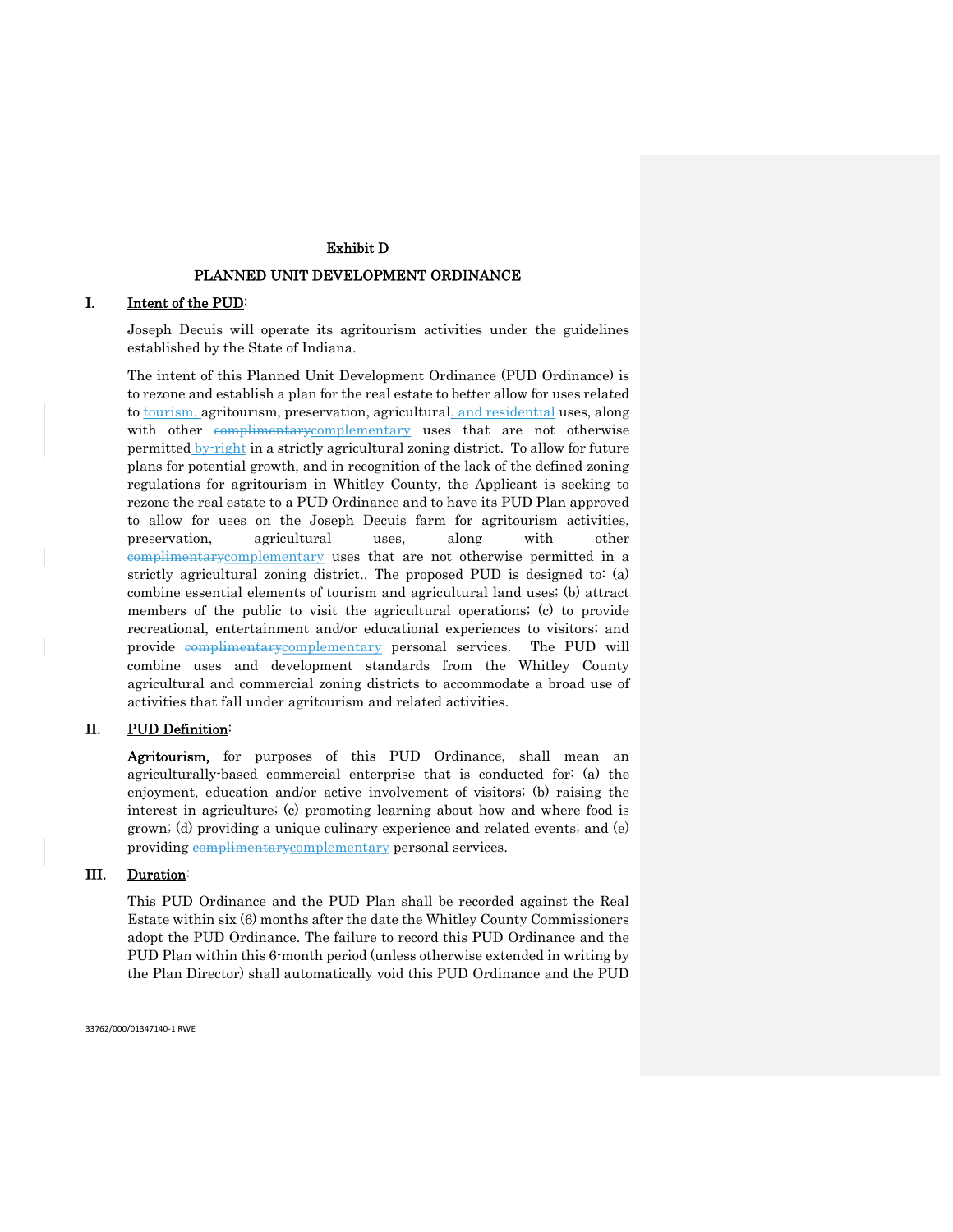# Exhibit D

## PLANNED UNIT DEVELOPMENT ORDINANCE

**I. Intent of the PUD:**

Joseph Decuis will operate its agritourism activities under the guidelines established by the State of Indiana.

The intent of this Planned Unit Development Ordinance (PUD Ordinance) is to rezone and establish a plan for the real estate to better allow for uses related to tourism, agritourism, preservation, agricultural, and residential uses, along with other ~~complimentary~~complementary uses that are not otherwise permitted by-right in a strictly agricultural zoning district. To allow for future plans for potential growth, and in recognition of the lack of the defined zoning regulations for agritourism in Whitley County, the Applicant is seeking to rezone the real estate to a PUD Ordinance and to have its PUD Plan approved to allow for uses on the Joseph Decuis farm for agritourism activities, preservation, agricultural uses, along with other ~~complimentary~~complementary uses that are not otherwise permitted in a strictly agricultural zoning district.. The proposed PUD is designed to: (a) combine essential elements of tourism and agricultural land uses; (b) attract members of the public to visit the agricultural operations; (c) to provide recreational, entertainment and/or educational experiences to visitors; and provide ~~complimentary~~complementary personal services. The PUD will combine uses and development standards from the Whitley County agricultural and commercial zoning districts to accommodate a broad use of activities that fall under agritourism and related activities.

**II. PUD Definition:**

**Agritourism,** for purposes of this PUD Ordinance, shall mean an agriculturally-based commercial enterprise that is conducted for: (a) the enjoyment, education and/or active involvement of visitors; (b) raising the interest in agriculture; (c) promoting learning about how and where food is grown; (d) providing a unique culinary experience and related events; and (e) providing ~~complimentary~~complementary personal services.

**III. Duration:**

This PUD Ordinance and the PUD Plan shall be recorded against the Real Estate within six (6) months after the date the Whitley County Commissioners adopt the PUD Ordinance. The failure to record this PUD Ordinance and the PUD Plan within this 6-month period (unless otherwise extended in writing by the Plan Director) shall automatically void this PUD Ordinance and the PUD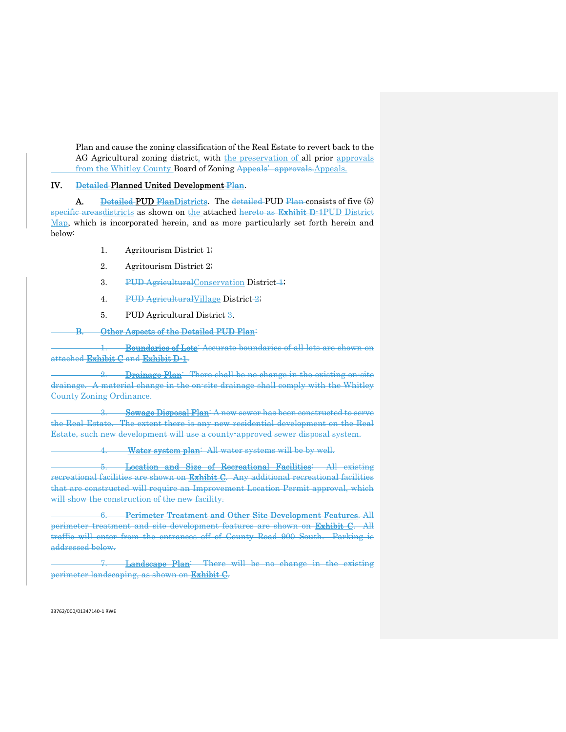Plan and cause the zoning classification of the Real Estate to revert back to the AG Agricultural zoning district, with the preservation of all prior approvals from the Whitley County Board of Zoning ~~Appeals' approvals.~~Appeals.

## IV. ~~Detailed~~ **Planned United Development** ~~Plan~~.

**A.** ~~**Detailed**~~ **PUD** ~~**Plan**~~**Districts**. The ~~detailed~~ PUD ~~Plan~~ consists of five (5) ~~specific areas~~districts as shown on the attached ~~hereto as~~ ~~**Exhibit D-1**~~PUD District Map, which is incorporated herein, and as more particularly set forth herein and below:

1. Agritourism District 1;
2. Agritourism District 2;
3. ~~PUD Agricultural~~Conservation District ~~1~~;
4. ~~PUD Agricultural~~Village District ~~2~~;
5. PUD Agricultural District ~~3~~.

~~**B. Other Aspects of the Detailed PUD Plan:**~~

~~1. **Boundaries of Lots**: Accurate boundaries of all lots are shown on attached **Exhibit C** and **Exhibit D-1**.~~

~~2. **Drainage Plan**: There shall be no change in the existing on-site drainage. A material change in the on-site drainage shall comply with the Whitley County Zoning Ordinance.~~

~~3. **Sewage Disposal Plan**: A new sewer has been constructed to serve the Real Estate. The extent there is any new residential development on the Real Estate, such new development will use a county-approved sewer disposal system.~~

~~4. **Water system plan**: All water systems will be by well.~~

~~5. **Location and Size of Recreational Facilities**: All existing recreational facilities are shown on **Exhibit C**. Any additional recreational facilities that are constructed will require an Improvement Location Permit approval, which will show the construction of the new facility.~~

~~6. **Perimeter Treatment and Other Site Development Features**. All perimeter treatment and site development features are shown on **Exhibit C**. All traffic will enter from the entrances off of County Road 900 South. Parking is addressed below.~~

~~7. **Landscape Plan**: There will be no change in the existing perimeter landscaping, as shown on **Exhibit C**.~~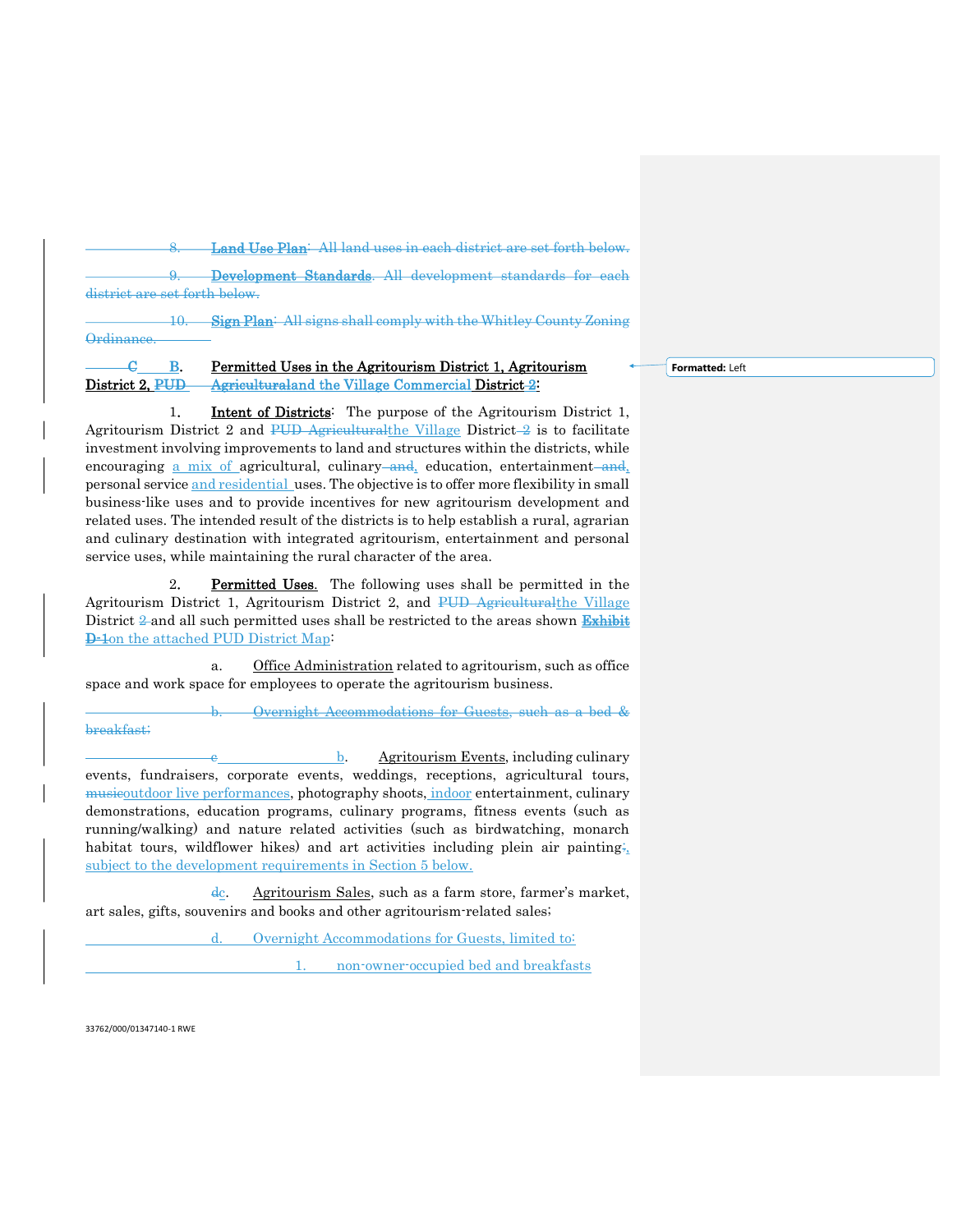~~8. **Land Use Plan**: All land uses in each district are set forth below.~~

~~9. **Development Standards**. All development standards for each district are set forth below.~~

~~10. **Sign Plan**: All signs shall comply with the Whitley County Zoning Ordinance.~~

~~C~~ B. **Permitted Uses in the Agritourism District 1, Agritourism District 2, ~~PUD Agricultural~~and the Village Commercial District ~~2~~:**

1. **Intent of Districts**: The purpose of the Agritourism District 1, Agritourism District 2 and ~~PUD Agricultural~~the Village District ~~2~~ is to facilitate investment involving improvements to land and structures within the districts, while encouraging a mix of agricultural, culinary ~~and~~, education, entertainment ~~and~~, personal service and residential uses. The objective is to offer more flexibility in small business-like uses and to provide incentives for new agritourism development and related uses. The intended result of the districts is to help establish a rural, agrarian and culinary destination with integrated agritourism, entertainment and personal service uses, while maintaining the rural character of the area.

2. **Permitted Uses**. The following uses shall be permitted in the Agritourism District 1, Agritourism District 2, and ~~PUD Agricultural~~the Village District ~~2~~ and all such permitted uses shall be restricted to the areas shown ~~Exhibit D-1~~on the attached PUD District Map:

a. Office Administration related to agritourism, such as office space and work space for employees to operate the agritourism business.

~~b. Overnight Accommodations for Guests, such as a bed & breakfast;~~

~~c~~b. Agritourism Events, including culinary events, fundraisers, corporate events, weddings, receptions, agricultural tours, ~~music~~outdoor live performances, photography shoots, indoor entertainment, culinary demonstrations, education programs, culinary programs, fitness events (such as running/walking) and nature related activities (such as birdwatching, monarch habitat tours, wildflower hikes) and art activities including plein air painting~~;~~, subject to the development requirements in Section 5 below.

~~d~~c. Agritourism Sales, such as a farm store, farmer's market, art sales, gifts, souvenirs and books and other agritourism-related sales;

d. Overnight Accommodations for Guests, limited to:

1. non-owner-occupied bed and breakfasts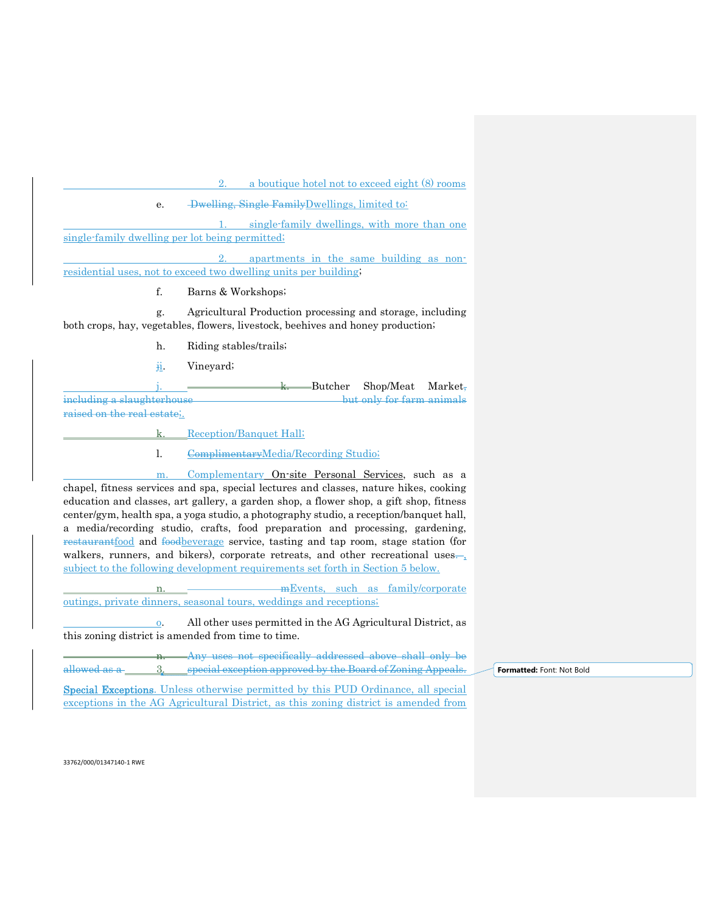2. a boutique hotel not to exceed eight (8) rooms

e. ~~Dwelling, Single Family~~Dwellings, limited to:

1. single-family dwellings, with more than one single-family dwelling per lot being permitted;

2. apartments in the same building as non-residential uses, not to exceed two dwelling units per building;

f. Barns & Workshops;

g. Agricultural Production processing and storage, including both crops, hay, vegetables, flowers, livestock, beehives and honey production;

h. Riding stables/trails;

~~j~~i. Vineyard;

j. ~~k.~~ Butcher Shop/Meat Market~~, including a slaughterhouse but only for farm animals raised on the real estate~~;

k. Reception/Banquet Hall;

l. ~~Complimentary~~Media/Recording Studio;

m. Complementary On-site Personal Services, such as a chapel, fitness services and spa, special lectures and classes, nature hikes, cooking education and classes, art gallery, a garden shop, a flower shop, a gift shop, fitness center/gym, health spa, a yoga studio, a photography studio, a reception/banquet hall, a media/recording studio, crafts, food preparation and processing, gardening, ~~restaurant~~food and ~~food~~beverage service, tasting and tap room, stage station (for walkers, runners, and bikers), corporate retreats, and other recreational uses~~.~~, subject to the following development requirements set forth in Section 5 below.

n. ~~m~~Events, such as family/corporate outings, private dinners, seasonal tours, weddings and receptions;

o. All other uses permitted in the AG Agricultural District, as this zoning district is amended from time to time.

~~n. Any uses not specifically addressed above shall only be allowed as a special exception approved by the Board of Zoning Appeals.~~

3. Special Exceptions. Unless otherwise permitted by this PUD Ordinance, all special exceptions in the AG Agricultural District, as this zoning district is amended from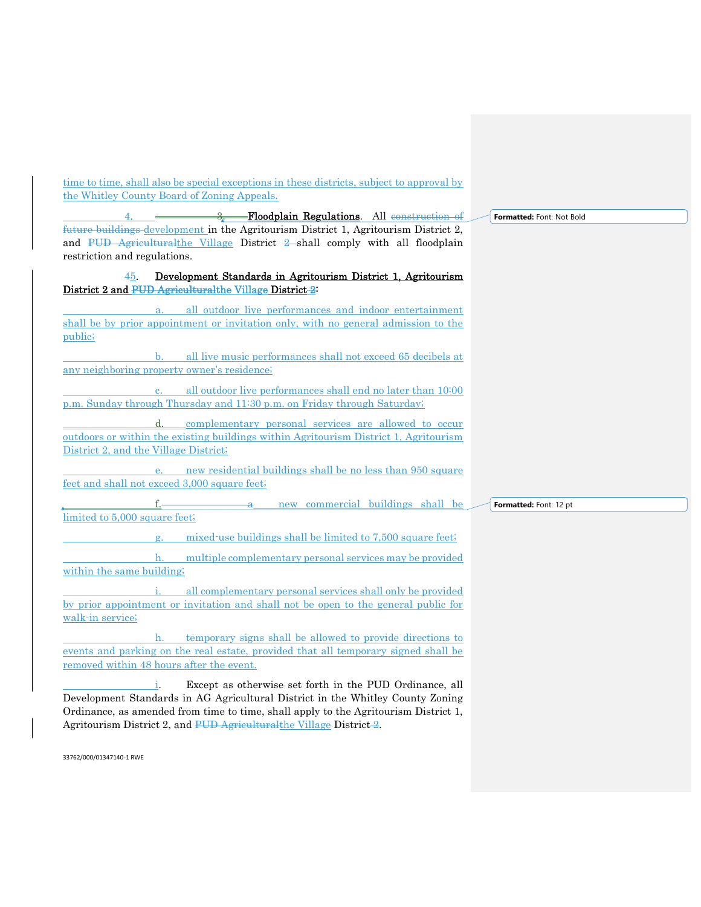time to time, shall also be special exceptions in these districts, subject to approval by the Whitley County Board of Zoning Appeals.

4. ~~3.~~ **Floodplain Regulations**. All ~~construction of future buildings~~ development in the Agritourism District 1, Agritourism District 2, and ~~PUD Agricultural~~the Village District ~~2~~ shall comply with all floodplain restriction and regulations.

~~4~~5. **Development Standards in Agritourism District 1, Agritourism District 2 and ~~PUD Agricultural~~the Village District ~~2~~:**

a. all outdoor live performances and indoor entertainment shall be by prior appointment or invitation only, with no general admission to the public;

b. all live music performances shall not exceed 65 decibels at any neighboring property owner's residence;

c. all outdoor live performances shall end no later than 10:00 p.m. Sunday through Thursday and 11:30 p.m. on Friday through Saturday;

d. complementary personal services are allowed to occur outdoors or within the existing buildings within Agritourism District 1, Agritourism District 2, and the Village District;

e. new residential buildings shall be no less than 950 square feet and shall not exceed 3,000 square feet;

f. ~~a~~ new commercial buildings shall be limited to 5,000 square feet;

g. mixed-use buildings shall be limited to 7,500 square feet;

h. multiple complementary personal services may be provided within the same building;

i. all complementary personal services shall only be provided by prior appointment or invitation and shall not be open to the general public for walk-in service;

h. temporary signs shall be allowed to provide directions to events and parking on the real estate, provided that all temporary signed shall be removed within 48 hours after the event.

i. Except as otherwise set forth in the PUD Ordinance, all Development Standards in AG Agricultural District in the Whitley County Zoning Ordinance, as amended from time to time, shall apply to the Agritourism District 1, Agritourism District 2, and ~~PUD Agricultural~~the Village District ~~2~~.

33762/000/01347140-1 RWE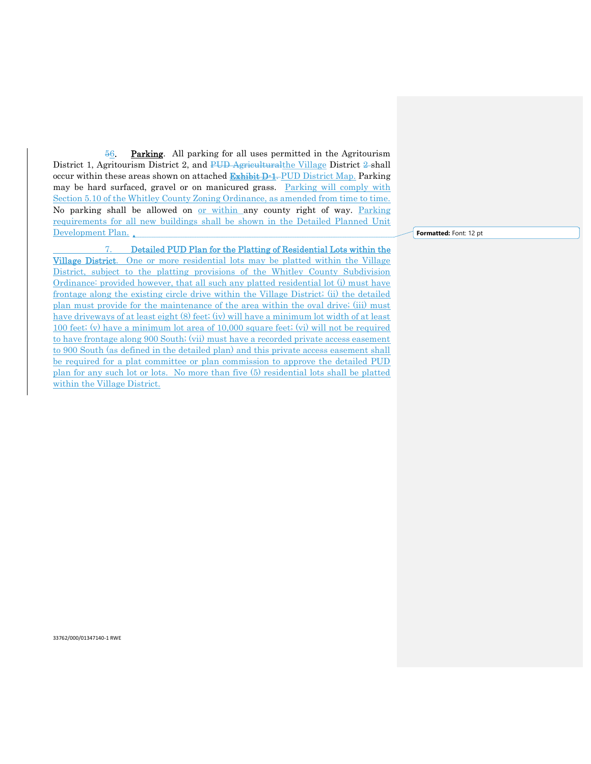~~5~~6. **Parking**. All parking for all uses permitted in the Agritourism District 1, Agritourism District 2, and ~~PUD Agricultural~~the Village District ~~2~~ shall occur within these areas shown on attached ~~**Exhibit D-1**.~~ PUD District Map. Parking may be hard surfaced, gravel or on manicured grass. Parking will comply with Section 5.10 of the Whitley County Zoning Ordinance, as amended from time to time. No parking shall be allowed on or within any county right of way. Parking requirements for all new buildings shall be shown in the Detailed Planned Unit Development Plan.

Formatted: Font: 12 pt

7. **Detailed PUD Plan for the Platting of Residential Lots within the Village District**. One or more residential lots may be platted within the Village District, subject to the platting provisions of the Whitley County Subdivision Ordinance; provided however, that all such any platted residential lot (i) must have frontage along the existing circle drive within the Village District; (ii) the detailed plan must provide for the maintenance of the area within the oval drive; (iii) must have driveways of at least eight (8) feet; (iv) will have a minimum lot width of at least 100 feet; (v) have a minimum lot area of 10,000 square feet; (vi) will not be required to have frontage along 900 South; (vii) must have a recorded private access easement to 900 South (as defined in the detailed plan) and this private access easement shall be required for a plat committee or plan commission to approve the detailed PUD plan for any such lot or lots. No more than five (5) residential lots shall be platted within the Village District.

33762/000/01347140-1 RWE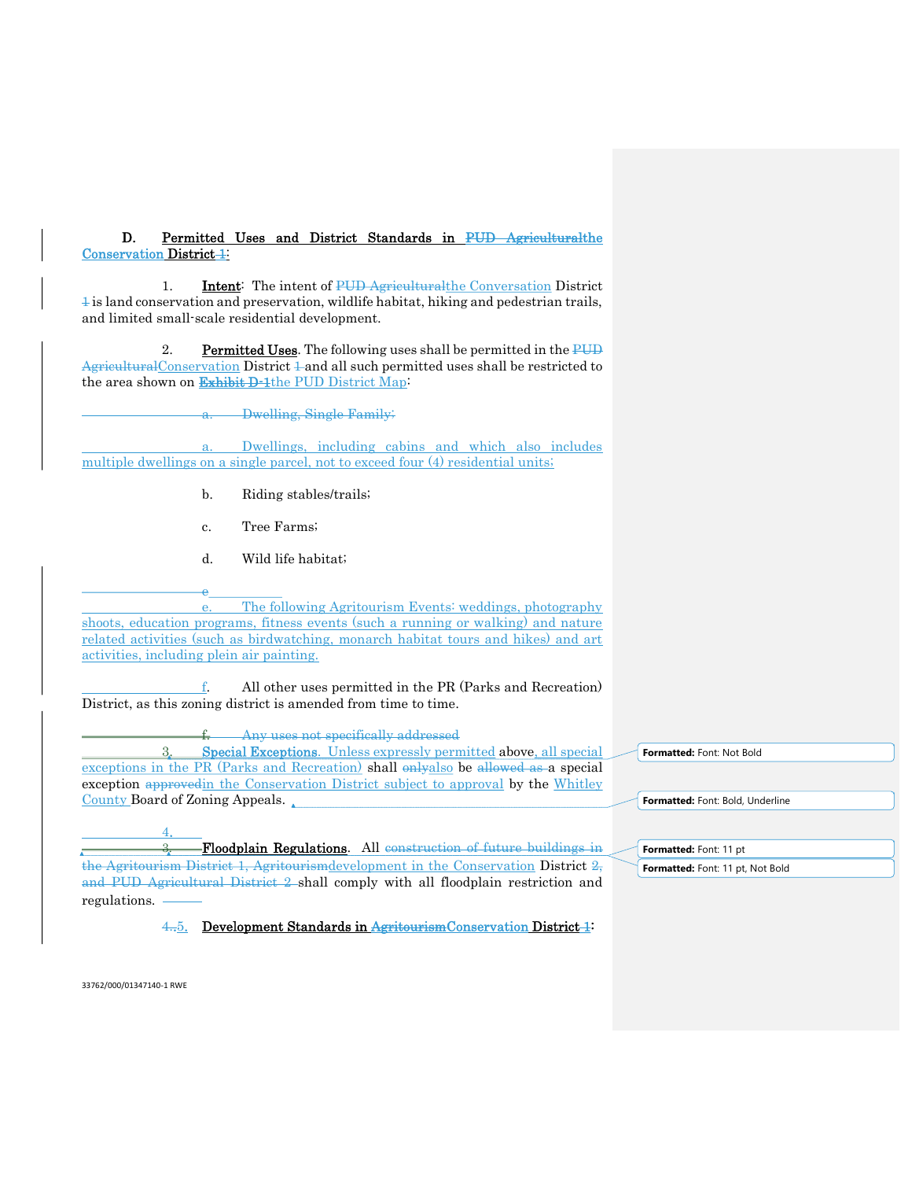**D. Permitted Uses and District Standards in ~~PUD Agricultural~~the Conservation District ~~1~~:**

1. **Intent**: The intent of ~~PUD Agricultural~~the Conversation District ~~1~~ is land conservation and preservation, wildlife habitat, hiking and pedestrian trails, and limited small-scale residential development.

2. **Permitted Uses**. The following uses shall be permitted in the ~~PUD Agricultural~~Conservation District ~~1~~ and all such permitted uses shall be restricted to the area shown on ~~**Exhibit D-1**~~the PUD District Map:

~~a. Dwelling, Single Family;~~

a. Dwellings, including cabins and which also includes multiple dwellings on a single parcel, not to exceed four (4) residential units;

b. Riding stables/trails;

c. Tree Farms;

d. Wild life habitat;

~~e~~

e. The following Agritourism Events: weddings, photography shoots, education programs, fitness events (such a running or walking) and nature related activities (such as birdwatching, monarch habitat tours and hikes) and art activities, including plein air painting.

f. All other uses permitted in the PR (Parks and Recreation) District, as this zoning district is amended from time to time.

~~f. Any uses not specifically addressed~~

3. **Special Exceptions**. Unless expressly permitted above, all special exceptions in the PR (Parks and Recreation) shall ~~only~~also be ~~allowed as~~ a special exception ~~approved~~in the Conservation District subject to approval by the Whitley County Board of Zoning Appeals.

4. ~~3.~~ **Floodplain Regulations**. All ~~construction of future buildings in the Agritourism District 1, Agritourism~~development in the Conservation District ~~2, and PUD Agricultural District 2~~ shall comply with all floodplain restriction and regulations.

~~4.~~5. **Development Standards in ~~Agritourism~~Conservation District ~~1~~:**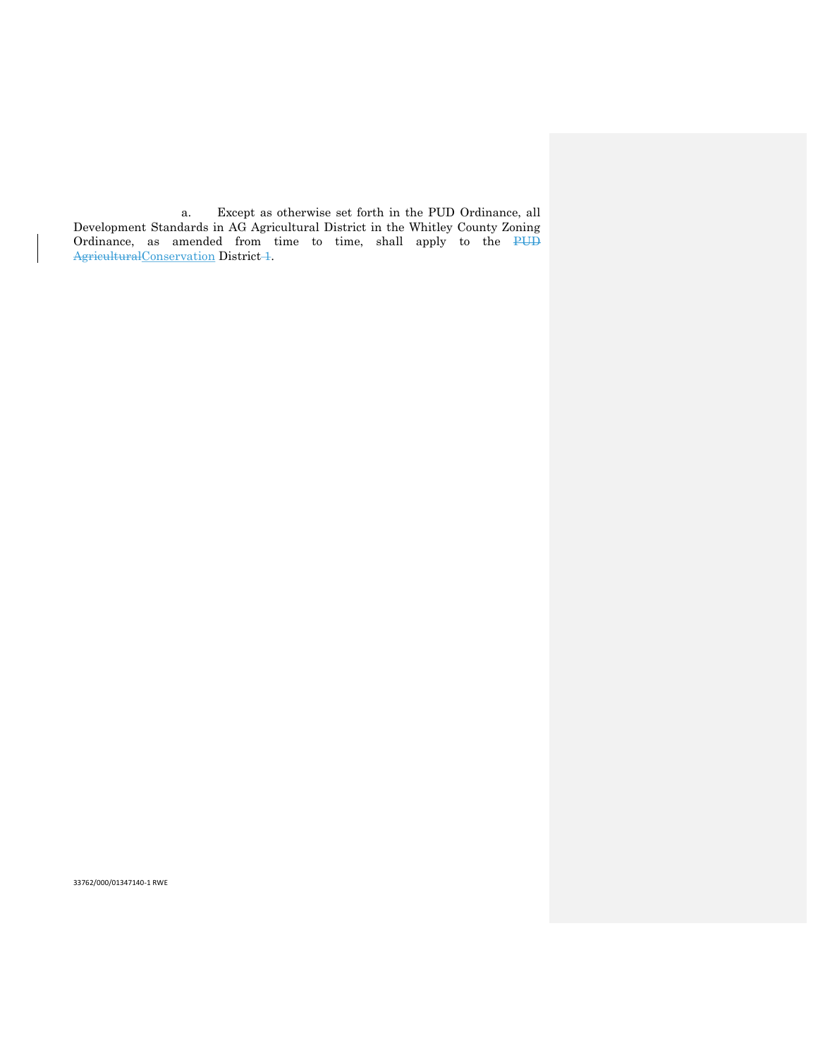a. Except as otherwise set forth in the PUD Ordinance, all Development Standards in AG Agricultural District in the Whitley County Zoning Ordinance, as amended from time to time, shall apply to the ~~PUD Agricultural~~Conservation District~~ 1~~.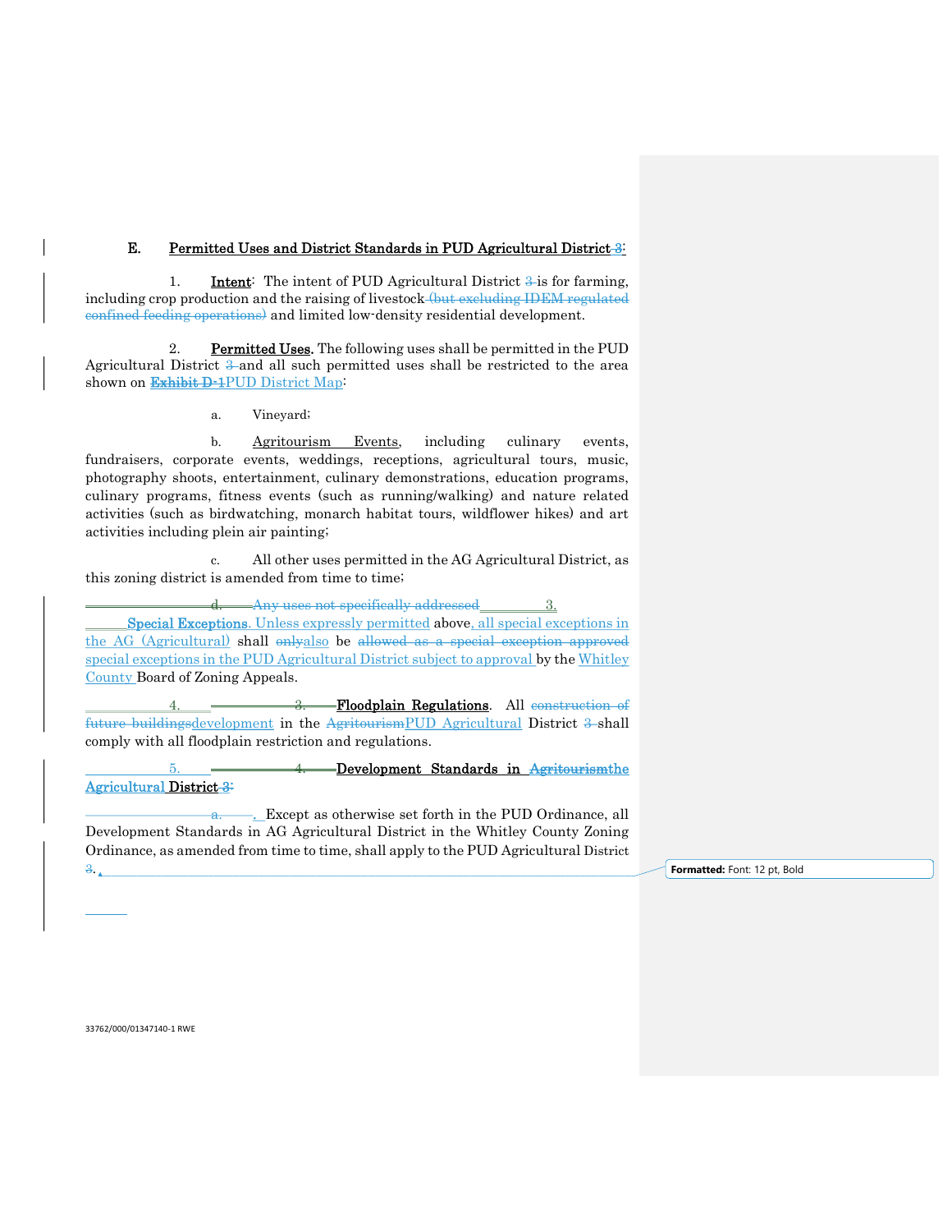**E. Permitted Uses and District Standards in PUD Agricultural District ~~3~~:**

1. **Intent**: The intent of PUD Agricultural District ~~3~~ is for farming, including crop production and the raising of livestock ~~(but excluding IDEM regulated confined feeding operations)~~ and limited low-density residential development.

2. **Permitted Uses.** The following uses shall be permitted in the PUD Agricultural District ~~3~~ and all such permitted uses shall be restricted to the area shown on ~~Exhibit D-1~~PUD District Map:

a. Vineyard;

b. Agritourism Events, including culinary events, fundraisers, corporate events, weddings, receptions, agricultural tours, music, photography shoots, entertainment, culinary demonstrations, education programs, culinary programs, fitness events (such as running/walking) and nature related activities (such as birdwatching, monarch habitat tours, wildflower hikes) and art activities including plein air painting;

c. All other uses permitted in the AG Agricultural District, as this zoning district is amended from time to time;

~~d. Any uses not specifically addressed~~ 3. **Special Exceptions**. Unless expressly permitted above, all special exceptions in the AG (Agricultural) shall ~~only~~also be ~~allowed as a special exception approved~~ special exceptions in the PUD Agricultural District subject to approval by the Whitley County Board of Zoning Appeals.

4. ~~3.~~ **Floodplain Regulations**. All ~~construction of future buildings~~development in the ~~Agritourism~~PUD Agricultural District ~~3~~ shall comply with all floodplain restriction and regulations.

5. ~~4.~~ **Development Standards in ~~Agritourism~~the Agricultural District ~~3~~:**

~~a.~~ . Except as otherwise set forth in the PUD Ordinance, all Development Standards in AG Agricultural District in the Whitley County Zoning Ordinance, as amended from time to time, shall apply to the PUD Agricultural District ~~3~~.

Formatted: Font: 12 pt, Bold

33762/000/01347140-1 RWE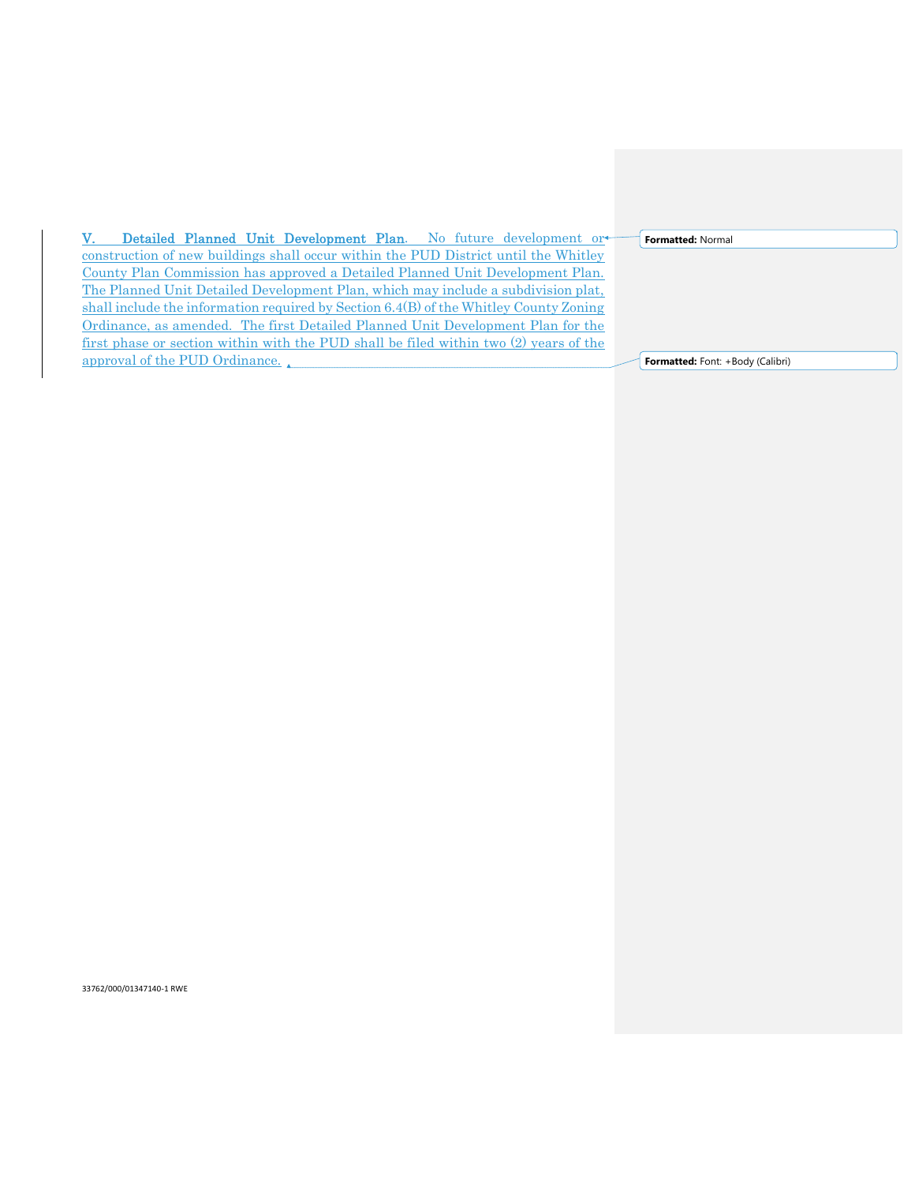**V. Detailed Planned Unit Development Plan.** No future development or construction of new buildings shall occur within the PUD District until the Whitley County Plan Commission has approved a Detailed Planned Unit Development Plan. The Planned Unit Detailed Development Plan, which may include a subdivision plat, shall include the information required by Section 6.4(B) of the Whitley County Zoning Ordinance, as amended. The first Detailed Planned Unit Development Plan for the first phase or section within with the PUD shall be filed within two (2) years of the approval of the PUD Ordinance.

33762/000/01347140-1 RWE